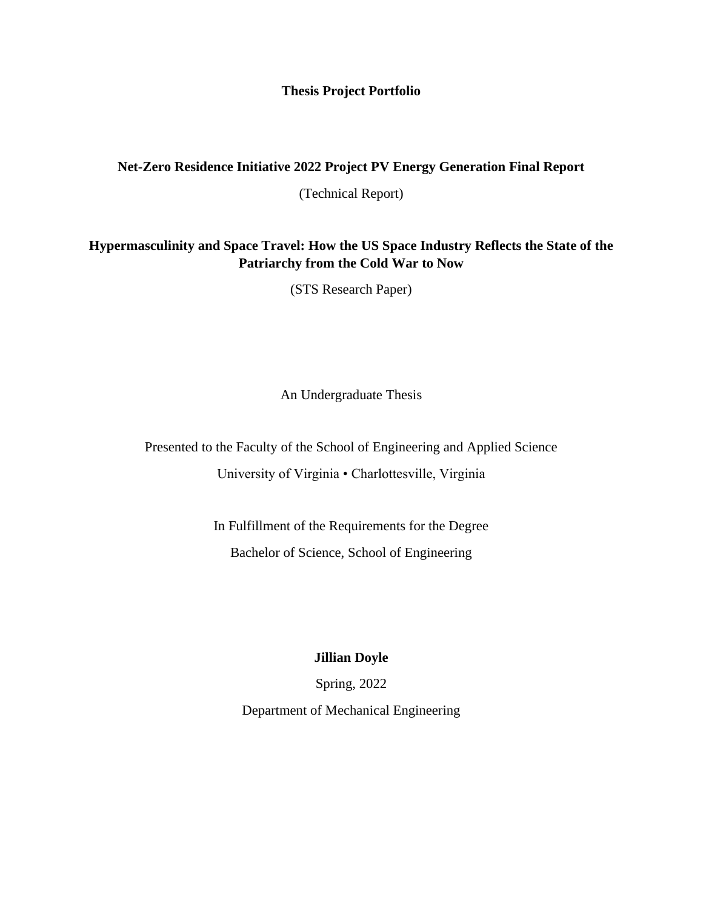**Thesis Project Portfolio**

**Net-Zero Residence Initiative 2022 Project PV Energy Generation Final Report**

(Technical Report)

**Hypermasculinity and Space Travel: How the US Space Industry Reflects the State of the Patriarchy from the Cold War to Now**

(STS Research Paper)

An Undergraduate Thesis

Presented to the Faculty of the School of Engineering and Applied Science

University of Virginia • Charlottesville, Virginia

In Fulfillment of the Requirements for the Degree

Bachelor of Science, School of Engineering

**Jillian Doyle**

Spring, 2022

Department of Mechanical Engineering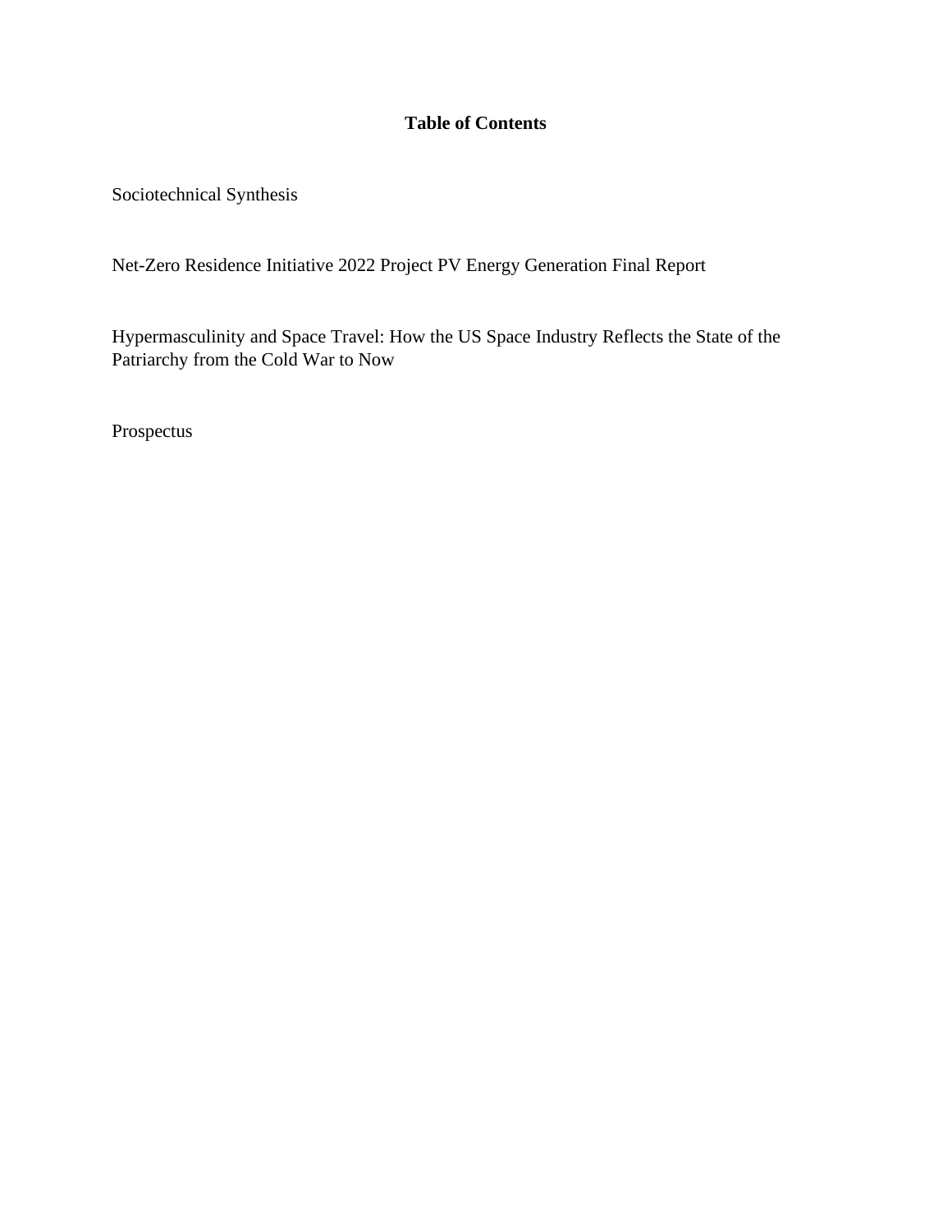**Table of Contents**

Sociotechnical Synthesis

Net-Zero Residence Initiative 2022 Project PV Energy Generation Final Report

Hypermasculinity and Space Travel: How the US Space Industry Reflects the State of the Patriarchy from the Cold War to Now

Prospectus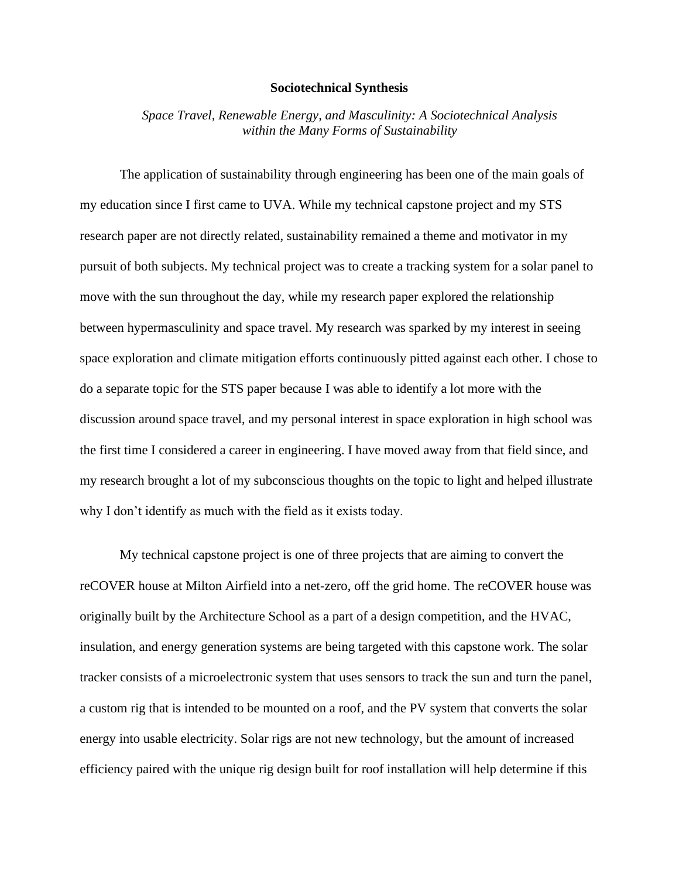**Sociotechnical Synthesis**

*Space Travel, Renewable Energy, and Masculinity: A Sociotechnical Analysis within the Many Forms of Sustainability*

The application of sustainability through engineering has been one of the main goals of my education since I first came to UVA. While my technical capstone project and my STS research paper are not directly related, sustainability remained a theme and motivator in my pursuit of both subjects. My technical project was to create a tracking system for a solar panel to move with the sun throughout the day, while my research paper explored the relationship between hypermasculinity and space travel. My research was sparked by my interest in seeing space exploration and climate mitigation efforts continuously pitted against each other. I chose to do a separate topic for the STS paper because I was able to identify a lot more with the discussion around space travel, and my personal interest in space exploration in high school was the first time I considered a career in engineering. I have moved away from that field since, and my research brought a lot of my subconscious thoughts on the topic to light and helped illustrate why I don't identify as much with the field as it exists today.

My technical capstone project is one of three projects that are aiming to convert the reCOVER house at Milton Airfield into a net-zero, off the grid home. The reCOVER house was originally built by the Architecture School as a part of a design competition, and the HVAC, insulation, and energy generation systems are being targeted with this capstone work. The solar tracker consists of a microelectronic system that uses sensors to track the sun and turn the panel, a custom rig that is intended to be mounted on a roof, and the PV system that converts the solar energy into usable electricity. Solar rigs are not new technology, but the amount of increased efficiency paired with the unique rig design built for roof installation will help determine if this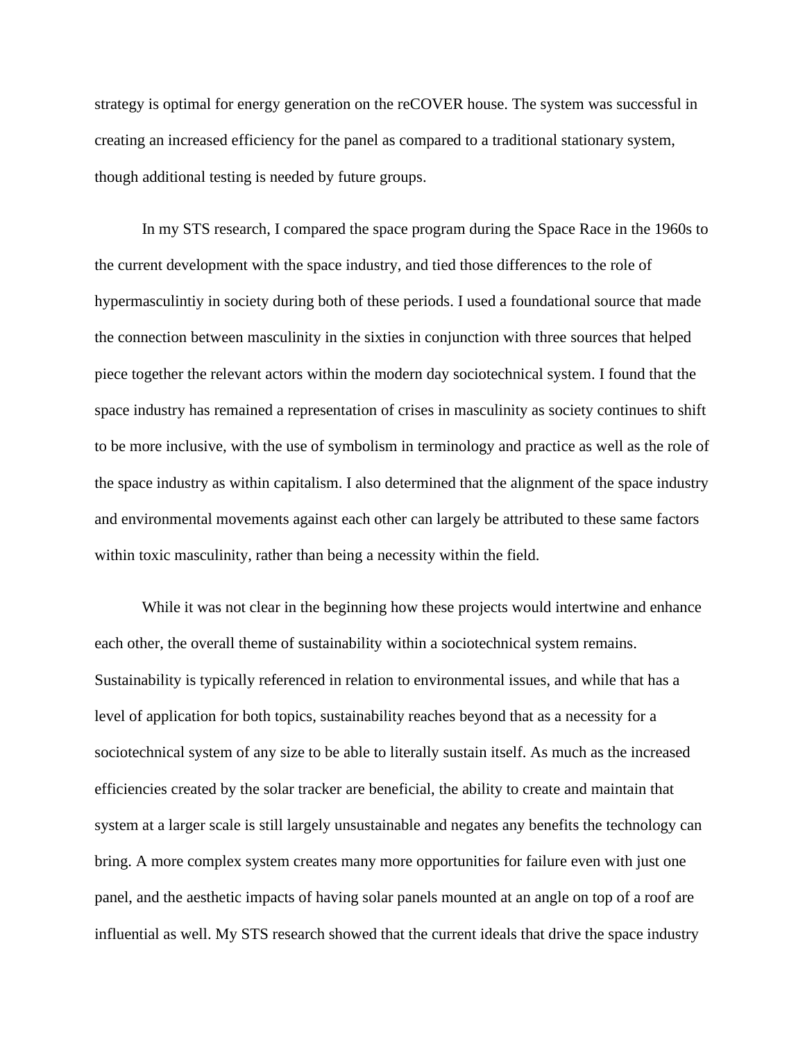strategy is optimal for energy generation on the reCOVER house. The system was successful in creating an increased efficiency for the panel as compared to a traditional stationary system, though additional testing is needed by future groups.

In my STS research, I compared the space program during the Space Race in the 1960s to the current development with the space industry, and tied those differences to the role of hypermasculintiy in society during both of these periods. I used a foundational source that made the connection between masculinity in the sixties in conjunction with three sources that helped piece together the relevant actors within the modern day sociotechnical system. I found that the space industry has remained a representation of crises in masculinity as society continues to shift to be more inclusive, with the use of symbolism in terminology and practice as well as the role of the space industry as within capitalism. I also determined that the alignment of the space industry and environmental movements against each other can largely be attributed to these same factors within toxic masculinity, rather than being a necessity within the field.

While it was not clear in the beginning how these projects would intertwine and enhance each other, the overall theme of sustainability within a sociotechnical system remains. Sustainability is typically referenced in relation to environmental issues, and while that has a level of application for both topics, sustainability reaches beyond that as a necessity for a sociotechnical system of any size to be able to literally sustain itself. As much as the increased efficiencies created by the solar tracker are beneficial, the ability to create and maintain that system at a larger scale is still largely unsustainable and negates any benefits the technology can bring. A more complex system creates many more opportunities for failure even with just one panel, and the aesthetic impacts of having solar panels mounted at an angle on top of a roof are influential as well. My STS research showed that the current ideals that drive the space industry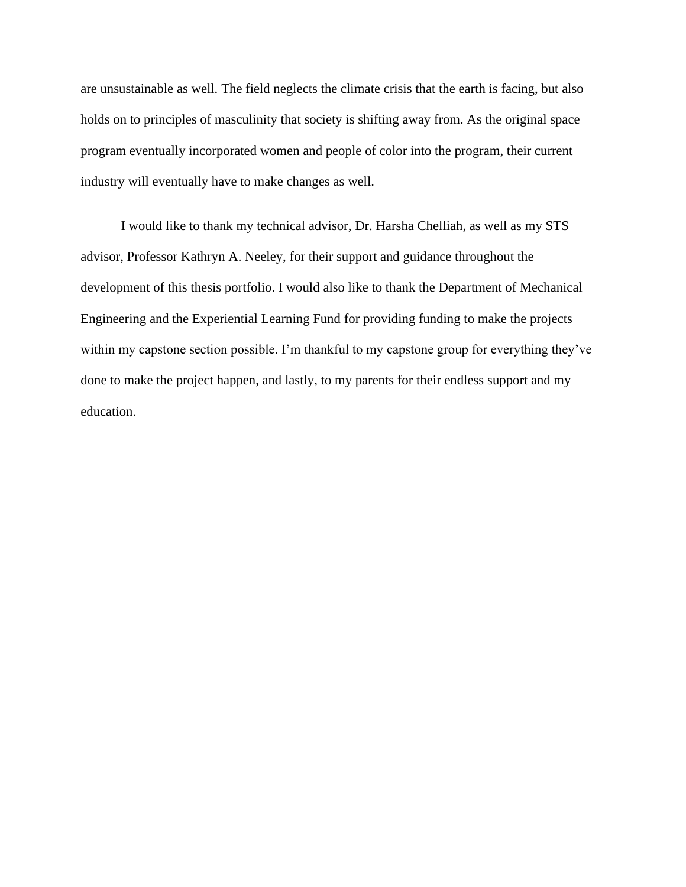are unsustainable as well. The field neglects the climate crisis that the earth is facing, but also holds on to principles of masculinity that society is shifting away from. As the original space program eventually incorporated women and people of color into the program, their current industry will eventually have to make changes as well.

I would like to thank my technical advisor, Dr. Harsha Chelliah, as well as my STS advisor, Professor Kathryn A. Neeley, for their support and guidance throughout the development of this thesis portfolio. I would also like to thank the Department of Mechanical Engineering and the Experiential Learning Fund for providing funding to make the projects within my capstone section possible. I'm thankful to my capstone group for everything they've done to make the project happen, and lastly, to my parents for their endless support and my education.